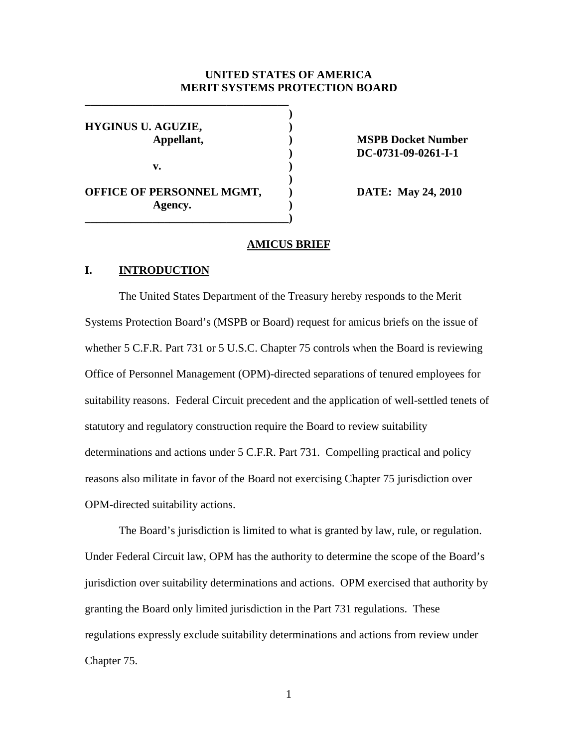**UNITED STATES OF AMERICA**
**MERIT SYSTEMS PROTECTION BOARD**

| | |
|---|---|
| **HYGINUS U. AGUZIE,** | |
| **Appellant,** | **MSPB Docket Number** |
| | **DC-0731-09-0261-I-1** |
| **v.** | |
| | |
| **OFFICE OF PERSONNEL MGMT,** | **DATE: May 24, 2010** |
| **Agency.** | |

## AMICUS BRIEF

## I. INTRODUCTION

The United States Department of the Treasury hereby responds to the Merit Systems Protection Board's (MSPB or Board) request for amicus briefs on the issue of whether 5 C.F.R. Part 731 or 5 U.S.C. Chapter 75 controls when the Board is reviewing Office of Personnel Management (OPM)-directed separations of tenured employees for suitability reasons. Federal Circuit precedent and the application of well-settled tenets of statutory and regulatory construction require the Board to review suitability determinations and actions under 5 C.F.R. Part 731. Compelling practical and policy reasons also militate in favor of the Board not exercising Chapter 75 jurisdiction over OPM-directed suitability actions.

The Board's jurisdiction is limited to what is granted by law, rule, or regulation. Under Federal Circuit law, OPM has the authority to determine the scope of the Board's jurisdiction over suitability determinations and actions. OPM exercised that authority by granting the Board only limited jurisdiction in the Part 731 regulations. These regulations expressly exclude suitability determinations and actions from review under Chapter 75.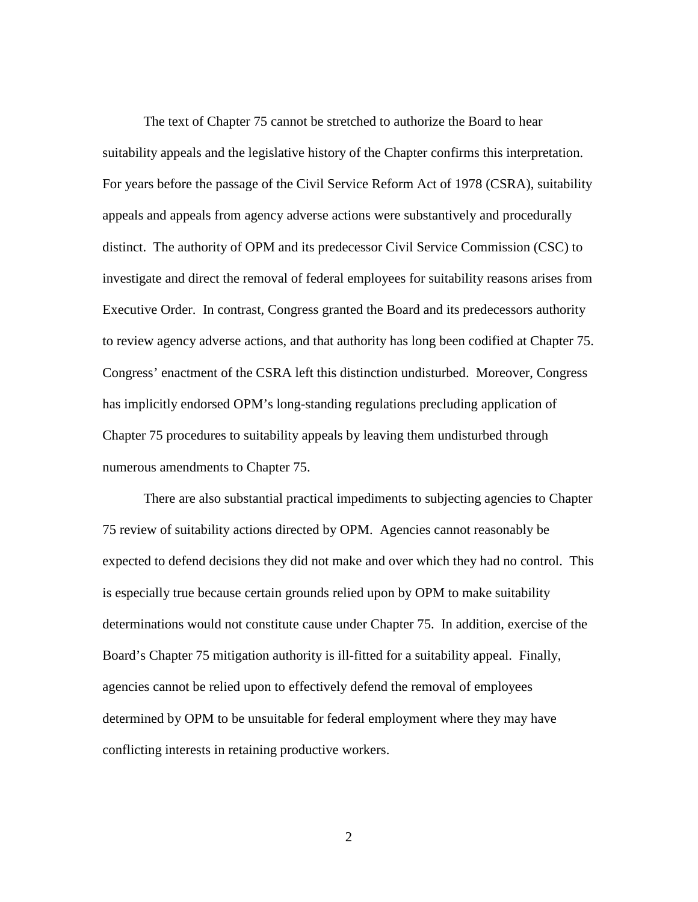The text of Chapter 75 cannot be stretched to authorize the Board to hear suitability appeals and the legislative history of the Chapter confirms this interpretation. For years before the passage of the Civil Service Reform Act of 1978 (CSRA), suitability appeals and appeals from agency adverse actions were substantively and procedurally distinct. The authority of OPM and its predecessor Civil Service Commission (CSC) to investigate and direct the removal of federal employees for suitability reasons arises from Executive Order. In contrast, Congress granted the Board and its predecessors authority to review agency adverse actions, and that authority has long been codified at Chapter 75. Congress' enactment of the CSRA left this distinction undisturbed. Moreover, Congress has implicitly endorsed OPM's long-standing regulations precluding application of Chapter 75 procedures to suitability appeals by leaving them undisturbed through numerous amendments to Chapter 75.

There are also substantial practical impediments to subjecting agencies to Chapter 75 review of suitability actions directed by OPM. Agencies cannot reasonably be expected to defend decisions they did not make and over which they had no control. This is especially true because certain grounds relied upon by OPM to make suitability determinations would not constitute cause under Chapter 75. In addition, exercise of the Board's Chapter 75 mitigation authority is ill-fitted for a suitability appeal. Finally, agencies cannot be relied upon to effectively defend the removal of employees determined by OPM to be unsuitable for federal employment where they may have conflicting interests in retaining productive workers.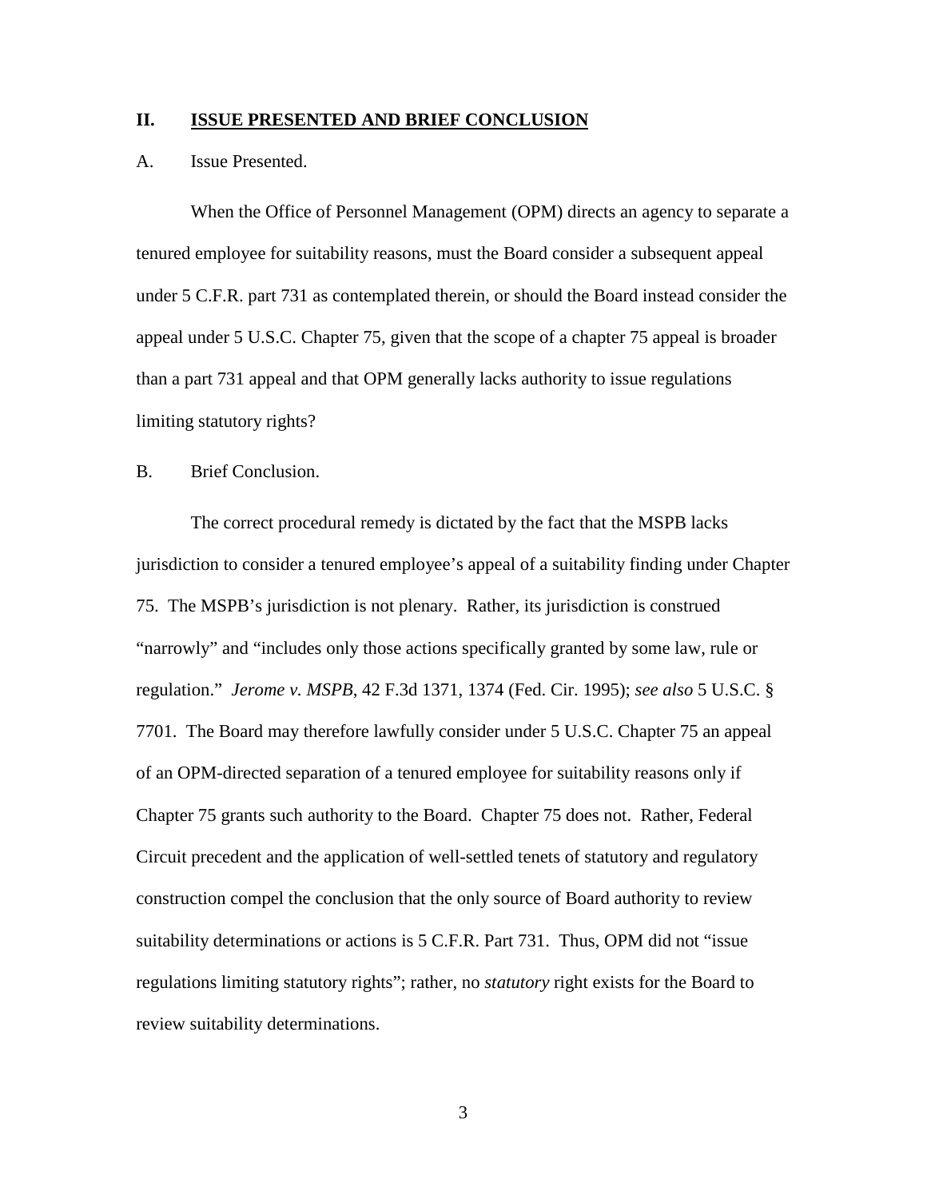## II. ISSUE PRESENTED AND BRIEF CONCLUSION

A. Issue Presented.

When the Office of Personnel Management (OPM) directs an agency to separate a tenured employee for suitability reasons, must the Board consider a subsequent appeal under 5 C.F.R. part 731 as contemplated therein, or should the Board instead consider the appeal under 5 U.S.C. Chapter 75, given that the scope of a chapter 75 appeal is broader than a part 731 appeal and that OPM generally lacks authority to issue regulations limiting statutory rights?

B. Brief Conclusion.

The correct procedural remedy is dictated by the fact that the MSPB lacks jurisdiction to consider a tenured employee's appeal of a suitability finding under Chapter 75. The MSPB's jurisdiction is not plenary. Rather, its jurisdiction is construed "narrowly" and "includes only those actions specifically granted by some law, rule or regulation." *Jerome v. MSPB*, 42 F.3d 1371, 1374 (Fed. Cir. 1995); *see also* 5 U.S.C. § 7701. The Board may therefore lawfully consider under 5 U.S.C. Chapter 75 an appeal of an OPM-directed separation of a tenured employee for suitability reasons only if Chapter 75 grants such authority to the Board. Chapter 75 does not. Rather, Federal Circuit precedent and the application of well-settled tenets of statutory and regulatory construction compel the conclusion that the only source of Board authority to review suitability determinations or actions is 5 C.F.R. Part 731. Thus, OPM did not "issue regulations limiting statutory rights"; rather, no *statutory* right exists for the Board to review suitability determinations.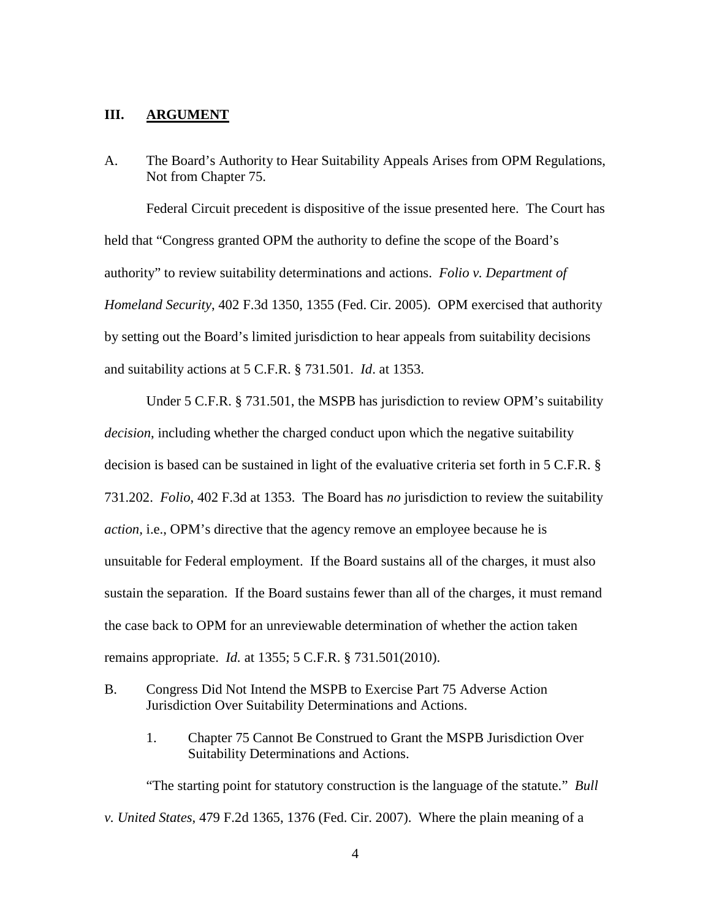## III. **ARGUMENT**

### A. The Board's Authority to Hear Suitability Appeals Arises from OPM Regulations, Not from Chapter 75.

Federal Circuit precedent is dispositive of the issue presented here. The Court has held that "Congress granted OPM the authority to define the scope of the Board's authority" to review suitability determinations and actions. *Folio v. Department of Homeland Security*, 402 F.3d 1350, 1355 (Fed. Cir. 2005). OPM exercised that authority by setting out the Board's limited jurisdiction to hear appeals from suitability decisions and suitability actions at 5 C.F.R. § 731.501. *Id*. at 1353.

Under 5 C.F.R. § 731.501, the MSPB has jurisdiction to review OPM's suitability *decision*, including whether the charged conduct upon which the negative suitability decision is based can be sustained in light of the evaluative criteria set forth in 5 C.F.R. § 731.202. *Folio*, 402 F.3d at 1353. The Board has *no* jurisdiction to review the suitability *action*, i.e., OPM's directive that the agency remove an employee because he is unsuitable for Federal employment. If the Board sustains all of the charges, it must also sustain the separation. If the Board sustains fewer than all of the charges, it must remand the case back to OPM for an unreviewable determination of whether the action taken remains appropriate. *Id.* at 1355; 5 C.F.R. § 731.501(2010).

### B. Congress Did Not Intend the MSPB to Exercise Part 75 Adverse Action Jurisdiction Over Suitability Determinations and Actions.

#### 1. Chapter 75 Cannot Be Construed to Grant the MSPB Jurisdiction Over Suitability Determinations and Actions.

"The starting point for statutory construction is the language of the statute." *Bull v. United States*, 479 F.2d 1365, 1376 (Fed. Cir. 2007). Where the plain meaning of a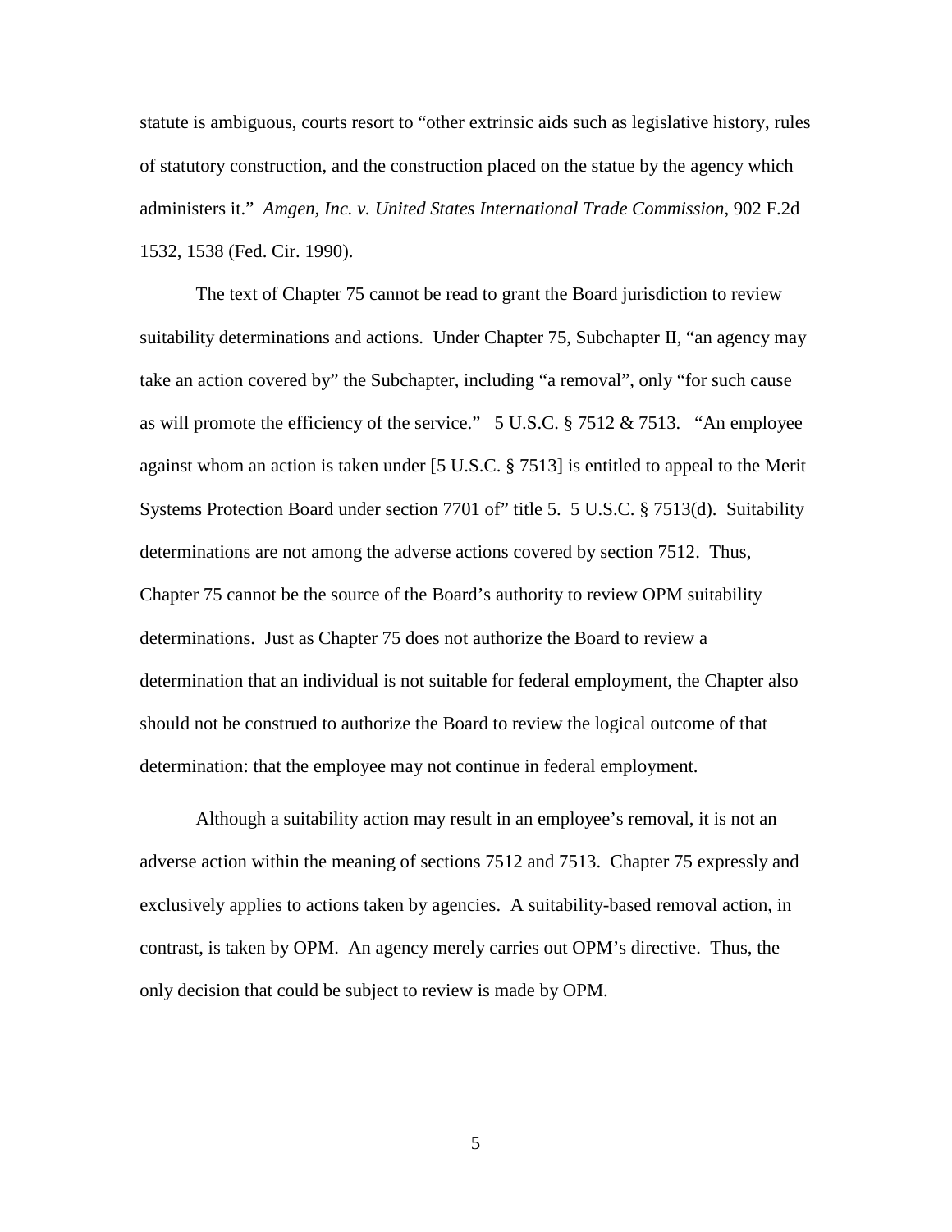statute is ambiguous, courts resort to "other extrinsic aids such as legislative history, rules of statutory construction, and the construction placed on the statue by the agency which administers it." *Amgen, Inc. v. United States International Trade Commission*, 902 F.2d 1532, 1538 (Fed. Cir. 1990).

The text of Chapter 75 cannot be read to grant the Board jurisdiction to review suitability determinations and actions. Under Chapter 75, Subchapter II, "an agency may take an action covered by" the Subchapter, including "a removal", only "for such cause as will promote the efficiency of the service." 5 U.S.C. § 7512 & 7513. "An employee against whom an action is taken under [5 U.S.C. § 7513] is entitled to appeal to the Merit Systems Protection Board under section 7701 of" title 5. 5 U.S.C. § 7513(d). Suitability determinations are not among the adverse actions covered by section 7512. Thus, Chapter 75 cannot be the source of the Board's authority to review OPM suitability determinations. Just as Chapter 75 does not authorize the Board to review a determination that an individual is not suitable for federal employment, the Chapter also should not be construed to authorize the Board to review the logical outcome of that determination: that the employee may not continue in federal employment.

Although a suitability action may result in an employee's removal, it is not an adverse action within the meaning of sections 7512 and 7513. Chapter 75 expressly and exclusively applies to actions taken by agencies. A suitability-based removal action, in contrast, is taken by OPM. An agency merely carries out OPM's directive. Thus, the only decision that could be subject to review is made by OPM.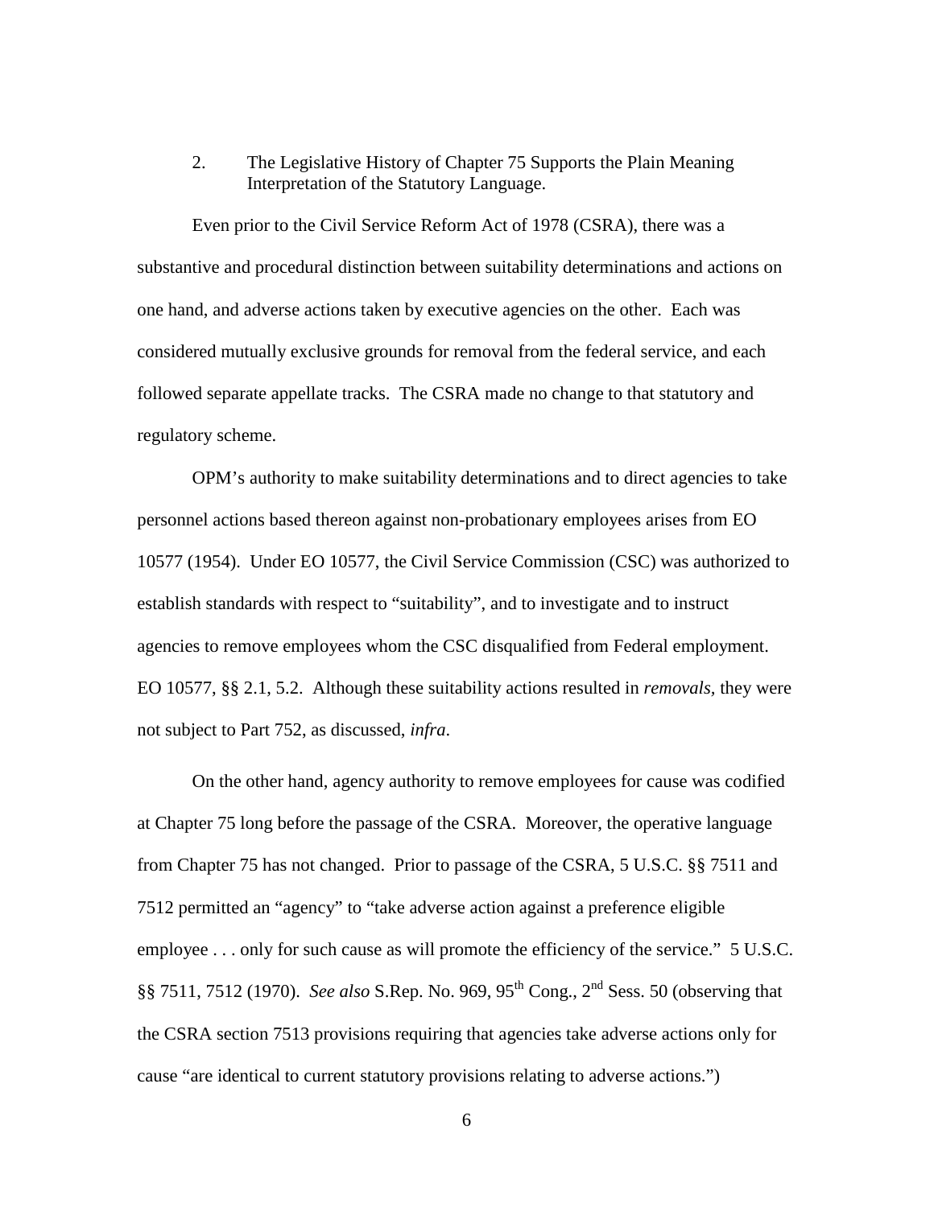2. The Legislative History of Chapter 75 Supports the Plain Meaning Interpretation of the Statutory Language.

Even prior to the Civil Service Reform Act of 1978 (CSRA), there was a substantive and procedural distinction between suitability determinations and actions on one hand, and adverse actions taken by executive agencies on the other. Each was considered mutually exclusive grounds for removal from the federal service, and each followed separate appellate tracks. The CSRA made no change to that statutory and regulatory scheme.

OPM's authority to make suitability determinations and to direct agencies to take personnel actions based thereon against non-probationary employees arises from EO 10577 (1954). Under EO 10577, the Civil Service Commission (CSC) was authorized to establish standards with respect to "suitability", and to investigate and to instruct agencies to remove employees whom the CSC disqualified from Federal employment. EO 10577, §§ 2.1, 5.2. Although these suitability actions resulted in *removals*, they were not subject to Part 752, as discussed, *infra*.

On the other hand, agency authority to remove employees for cause was codified at Chapter 75 long before the passage of the CSRA. Moreover, the operative language from Chapter 75 has not changed. Prior to passage of the CSRA, 5 U.S.C. §§ 7511 and 7512 permitted an "agency" to "take adverse action against a preference eligible employee . . . only for such cause as will promote the efficiency of the service." 5 U.S.C. §§ 7511, 7512 (1970). *See also* S.Rep. No. 969, 95th Cong., 2nd Sess. 50 (observing that the CSRA section 7513 provisions requiring that agencies take adverse actions only for cause "are identical to current statutory provisions relating to adverse actions.")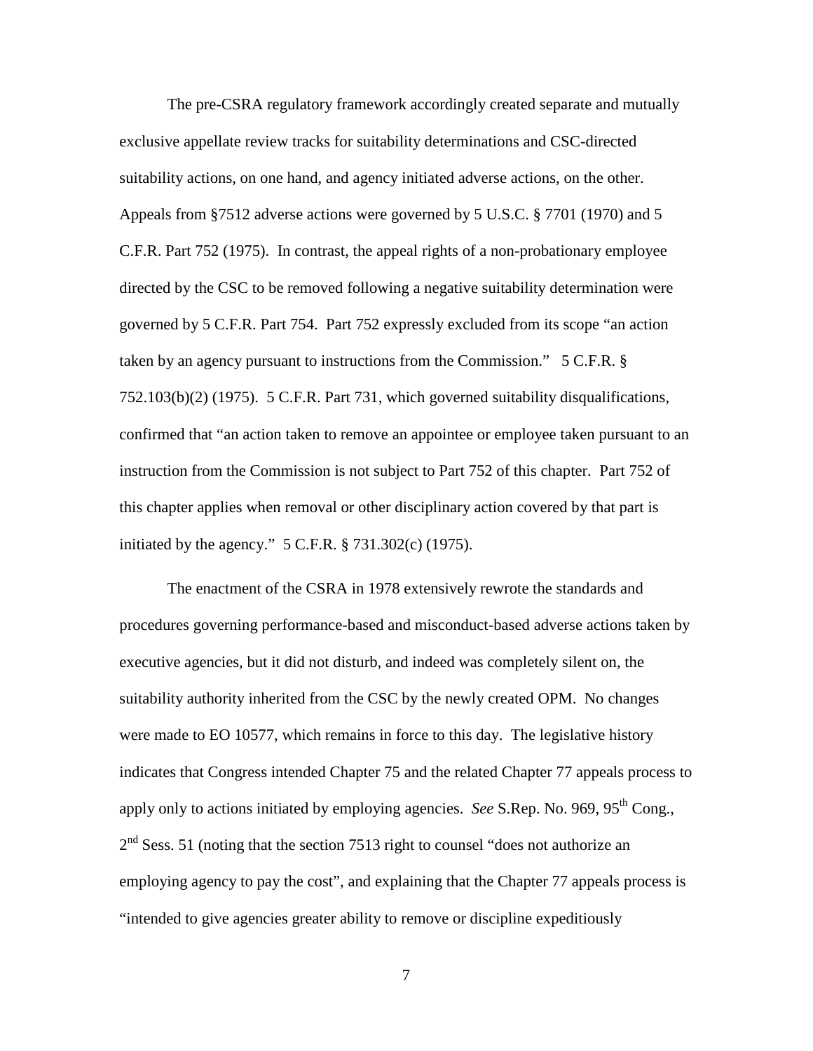The pre-CSRA regulatory framework accordingly created separate and mutually exclusive appellate review tracks for suitability determinations and CSC-directed suitability actions, on one hand, and agency initiated adverse actions, on the other. Appeals from §7512 adverse actions were governed by 5 U.S.C. § 7701 (1970) and 5 C.F.R. Part 752 (1975). In contrast, the appeal rights of a non-probationary employee directed by the CSC to be removed following a negative suitability determination were governed by 5 C.F.R. Part 754. Part 752 expressly excluded from its scope "an action taken by an agency pursuant to instructions from the Commission." 5 C.F.R. § 752.103(b)(2) (1975). 5 C.F.R. Part 731, which governed suitability disqualifications, confirmed that "an action taken to remove an appointee or employee taken pursuant to an instruction from the Commission is not subject to Part 752 of this chapter. Part 752 of this chapter applies when removal or other disciplinary action covered by that part is initiated by the agency." 5 C.F.R. § 731.302(c) (1975).

The enactment of the CSRA in 1978 extensively rewrote the standards and procedures governing performance-based and misconduct-based adverse actions taken by executive agencies, but it did not disturb, and indeed was completely silent on, the suitability authority inherited from the CSC by the newly created OPM. No changes were made to EO 10577, which remains in force to this day. The legislative history indicates that Congress intended Chapter 75 and the related Chapter 77 appeals process to apply only to actions initiated by employing agencies. *See* S.Rep. No. 969, 95th Cong., 2nd Sess. 51 (noting that the section 7513 right to counsel "does not authorize an employing agency to pay the cost", and explaining that the Chapter 77 appeals process is "intended to give agencies greater ability to remove or discipline expeditiously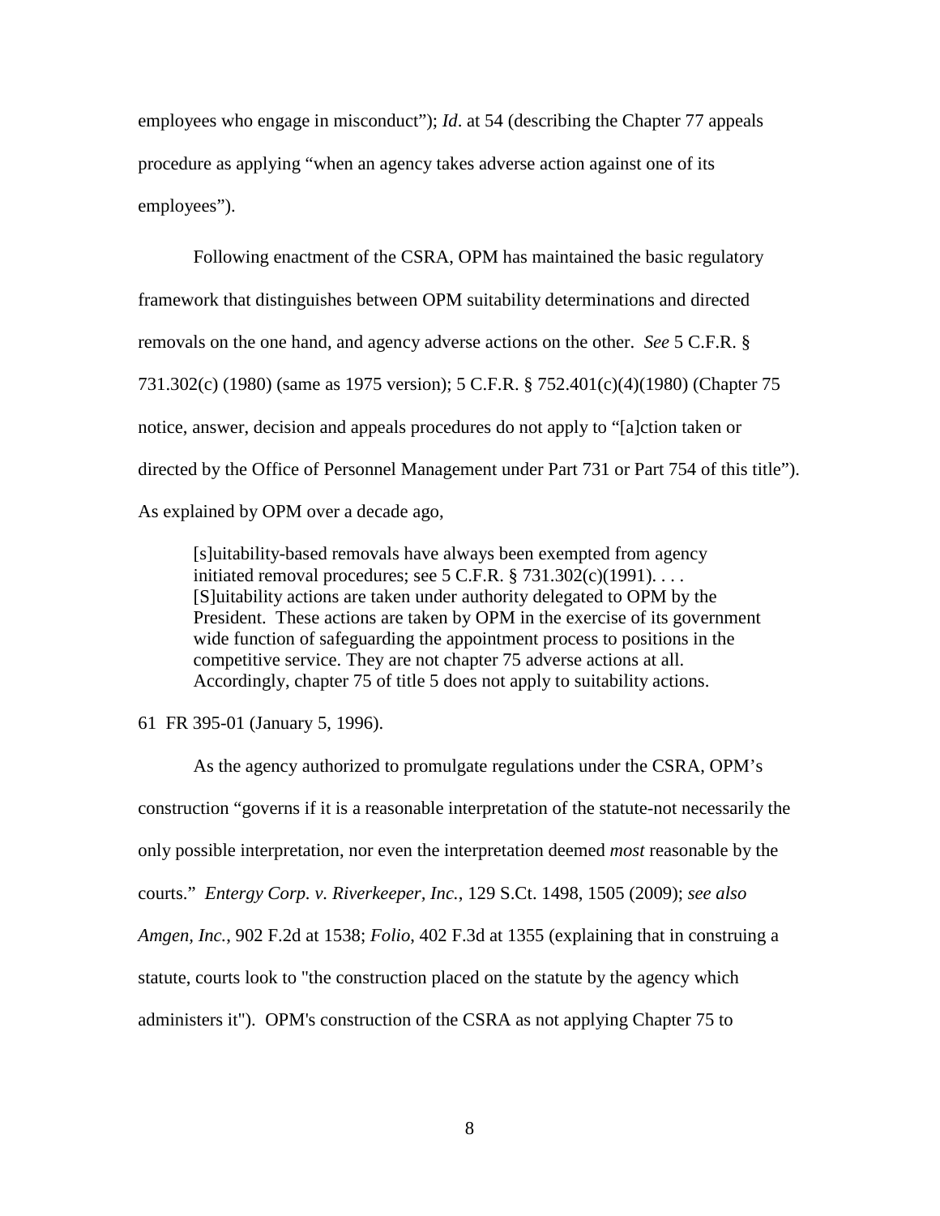employees who engage in misconduct"); *Id*. at 54 (describing the Chapter 77 appeals procedure as applying "when an agency takes adverse action against one of its employees").

Following enactment of the CSRA, OPM has maintained the basic regulatory framework that distinguishes between OPM suitability determinations and directed removals on the one hand, and agency adverse actions on the other. *See* 5 C.F.R. § 731.302(c) (1980) (same as 1975 version); 5 C.F.R. § 752.401(c)(4)(1980) (Chapter 75 notice, answer, decision and appeals procedures do not apply to "[a]ction taken or directed by the Office of Personnel Management under Part 731 or Part 754 of this title"). As explained by OPM over a decade ago,

> [s]uitability-based removals have always been exempted from agency initiated removal procedures; see 5 C.F.R. § 731.302(c)(1991). . . . [S]uitability actions are taken under authority delegated to OPM by the President. These actions are taken by OPM in the exercise of its government wide function of safeguarding the appointment process to positions in the competitive service. They are not chapter 75 adverse actions at all. Accordingly, chapter 75 of title 5 does not apply to suitability actions.

61 FR 395-01 (January 5, 1996).

As the agency authorized to promulgate regulations under the CSRA, OPM's construction "governs if it is a reasonable interpretation of the statute-not necessarily the only possible interpretation, nor even the interpretation deemed *most* reasonable by the courts." *Entergy Corp. v. Riverkeeper, Inc.*, 129 S.Ct. 1498, 1505 (2009); *see also Amgen, Inc.*, 902 F.2d at 1538; *Folio*, 402 F.3d at 1355 (explaining that in construing a statute, courts look to "the construction placed on the statute by the agency which administers it"). OPM's construction of the CSRA as not applying Chapter 75 to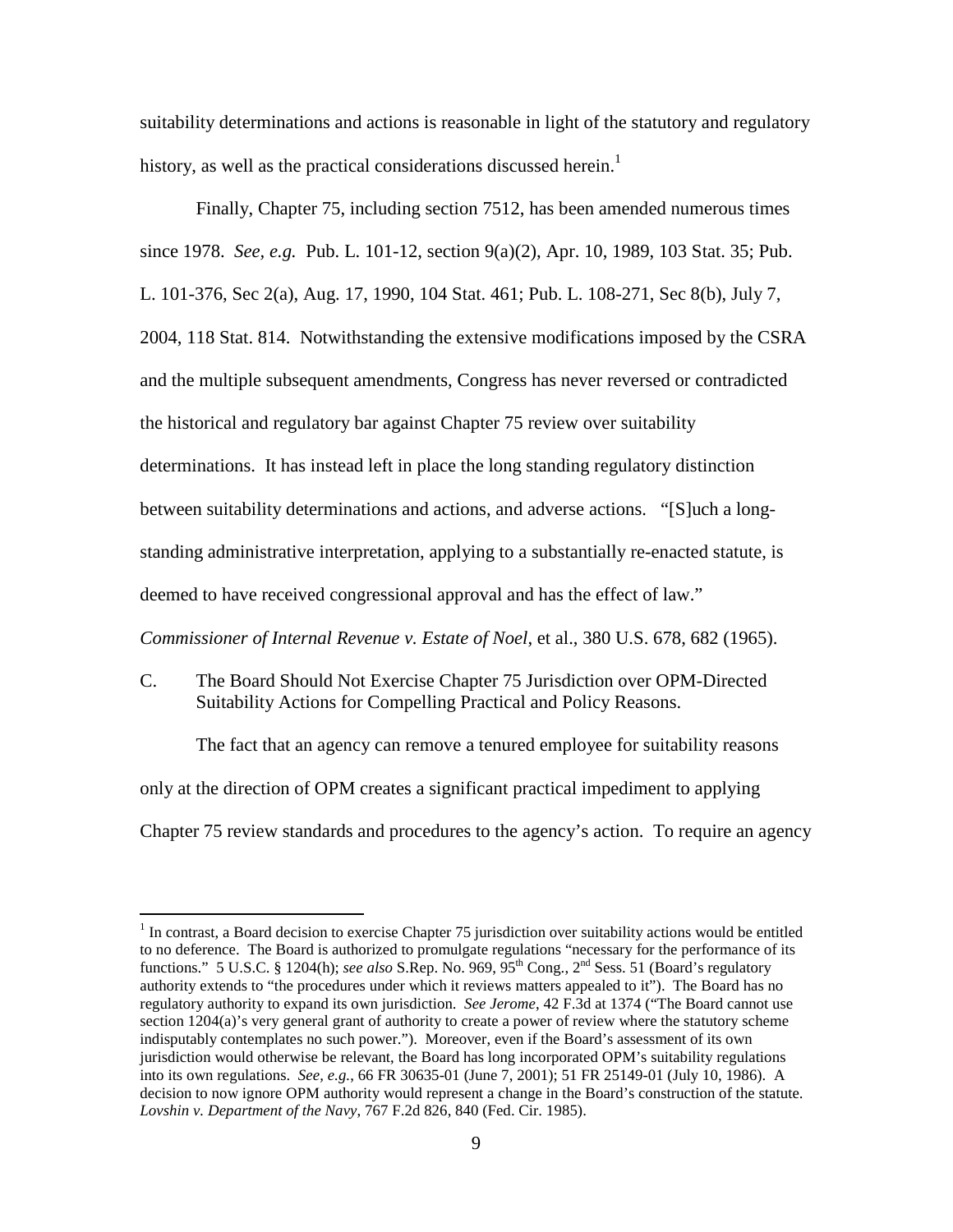suitability determinations and actions is reasonable in light of the statutory and regulatory history, as well as the practical considerations discussed herein.[1]

Finally, Chapter 75, including section 7512, has been amended numerous times since 1978. *See, e.g.* Pub. L. 101-12, section 9(a)(2), Apr. 10, 1989, 103 Stat. 35; Pub. L. 101-376, Sec 2(a), Aug. 17, 1990, 104 Stat. 461; Pub. L. 108-271, Sec 8(b), July 7, 2004, 118 Stat. 814. Notwithstanding the extensive modifications imposed by the CSRA and the multiple subsequent amendments, Congress has never reversed or contradicted the historical and regulatory bar against Chapter 75 review over suitability determinations. It has instead left in place the long standing regulatory distinction between suitability determinations and actions, and adverse actions. "[S]uch a long-standing administrative interpretation, applying to a substantially re-enacted statute, is deemed to have received congressional approval and has the effect of law." *Commissioner of Internal Revenue v. Estate of Noel*, et al., 380 U.S. 678, 682 (1965).

C. The Board Should Not Exercise Chapter 75 Jurisdiction over OPM-Directed Suitability Actions for Compelling Practical and Policy Reasons.

The fact that an agency can remove a tenured employee for suitability reasons only at the direction of OPM creates a significant practical impediment to applying Chapter 75 review standards and procedures to the agency's action. To require an agency

[1] In contrast, a Board decision to exercise Chapter 75 jurisdiction over suitability actions would be entitled to no deference. The Board is authorized to promulgate regulations "necessary for the performance of its functions." 5 U.S.C. § 1204(h); *see also* S.Rep. No. 969, 95th Cong., 2nd Sess. 51 (Board's regulatory authority extends to "the procedures under which it reviews matters appealed to it"). The Board has no regulatory authority to expand its own jurisdiction. *See Jerome*, 42 F.3d at 1374 ("The Board cannot use section 1204(a)'s very general grant of authority to create a power of review where the statutory scheme indisputably contemplates no such power."). Moreover, even if the Board's assessment of its own jurisdiction would otherwise be relevant, the Board has long incorporated OPM's suitability regulations into its own regulations. *See, e.g.*, 66 FR 30635-01 (June 7, 2001); 51 FR 25149-01 (July 10, 1986). A decision to now ignore OPM authority would represent a change in the Board's construction of the statute. *Lovshin v. Department of the Navy*, 767 F.2d 826, 840 (Fed. Cir. 1985).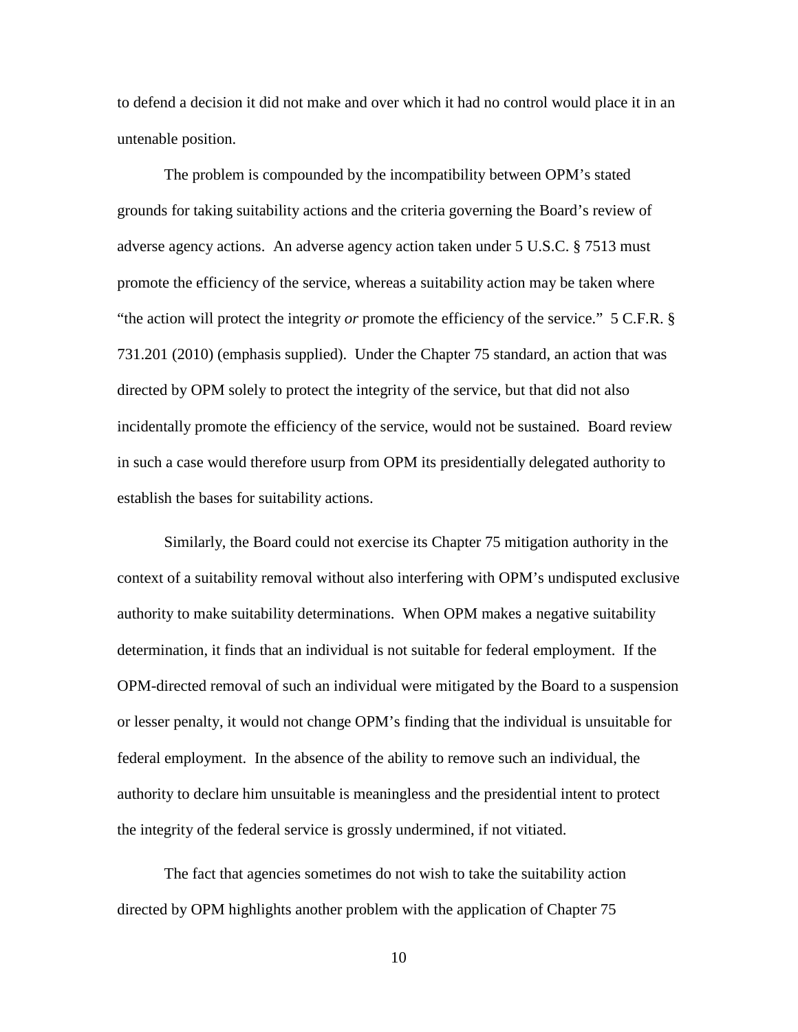to defend a decision it did not make and over which it had no control would place it in an untenable position.

The problem is compounded by the incompatibility between OPM's stated grounds for taking suitability actions and the criteria governing the Board's review of adverse agency actions. An adverse agency action taken under 5 U.S.C. § 7513 must promote the efficiency of the service, whereas a suitability action may be taken where "the action will protect the integrity *or* promote the efficiency of the service." 5 C.F.R. § 731.201 (2010) (emphasis supplied). Under the Chapter 75 standard, an action that was directed by OPM solely to protect the integrity of the service, but that did not also incidentally promote the efficiency of the service, would not be sustained. Board review in such a case would therefore usurp from OPM its presidentially delegated authority to establish the bases for suitability actions.

Similarly, the Board could not exercise its Chapter 75 mitigation authority in the context of a suitability removal without also interfering with OPM's undisputed exclusive authority to make suitability determinations. When OPM makes a negative suitability determination, it finds that an individual is not suitable for federal employment. If the OPM-directed removal of such an individual were mitigated by the Board to a suspension or lesser penalty, it would not change OPM's finding that the individual is unsuitable for federal employment. In the absence of the ability to remove such an individual, the authority to declare him unsuitable is meaningless and the presidential intent to protect the integrity of the federal service is grossly undermined, if not vitiated.

The fact that agencies sometimes do not wish to take the suitability action directed by OPM highlights another problem with the application of Chapter 75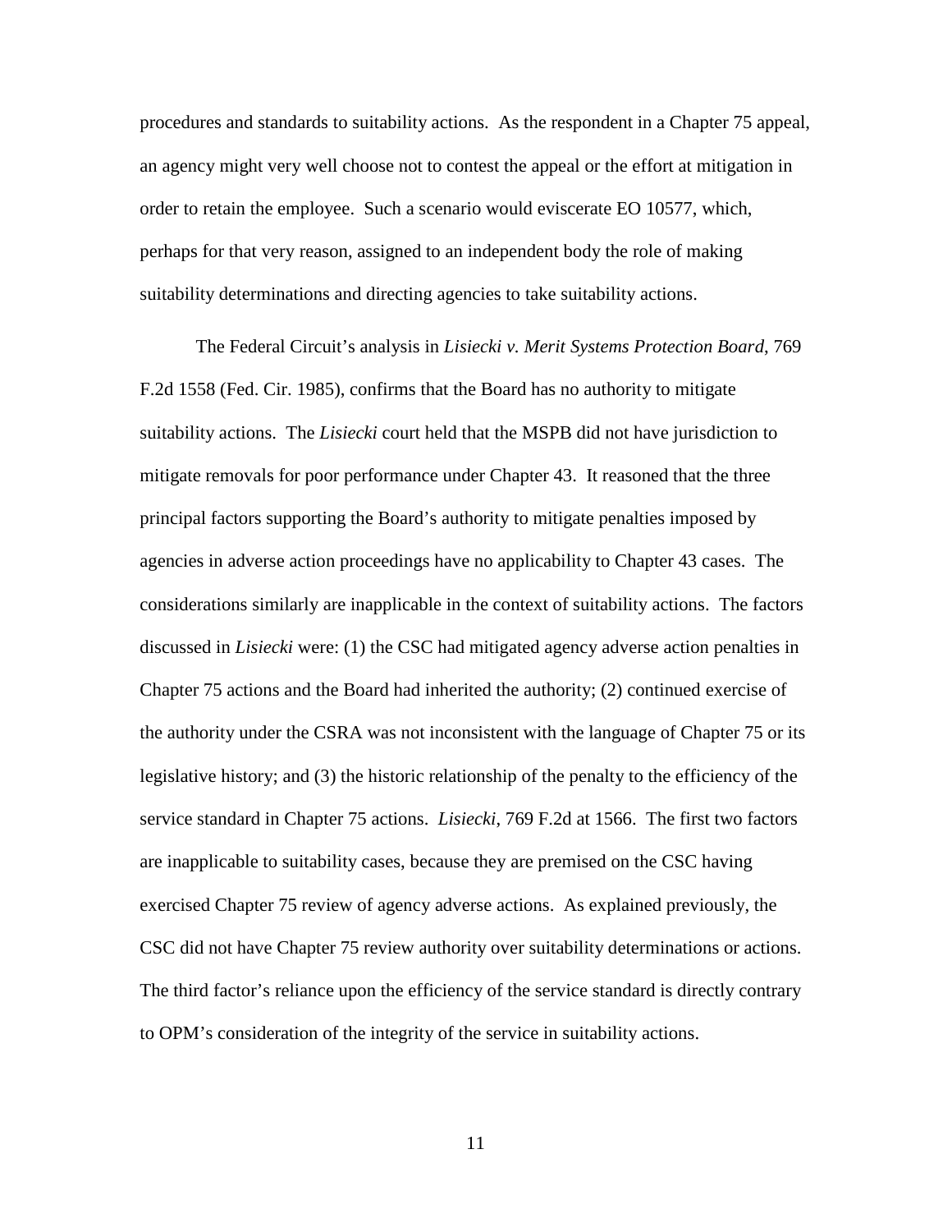procedures and standards to suitability actions. As the respondent in a Chapter 75 appeal, an agency might very well choose not to contest the appeal or the effort at mitigation in order to retain the employee. Such a scenario would eviscerate EO 10577, which, perhaps for that very reason, assigned to an independent body the role of making suitability determinations and directing agencies to take suitability actions.

The Federal Circuit's analysis in *Lisiecki v. Merit Systems Protection Board*, 769 F.2d 1558 (Fed. Cir. 1985), confirms that the Board has no authority to mitigate suitability actions. The *Lisiecki* court held that the MSPB did not have jurisdiction to mitigate removals for poor performance under Chapter 43. It reasoned that the three principal factors supporting the Board's authority to mitigate penalties imposed by agencies in adverse action proceedings have no applicability to Chapter 43 cases. The considerations similarly are inapplicable in the context of suitability actions. The factors discussed in *Lisiecki* were: (1) the CSC had mitigated agency adverse action penalties in Chapter 75 actions and the Board had inherited the authority; (2) continued exercise of the authority under the CSRA was not inconsistent with the language of Chapter 75 or its legislative history; and (3) the historic relationship of the penalty to the efficiency of the service standard in Chapter 75 actions. *Lisiecki*, 769 F.2d at 1566. The first two factors are inapplicable to suitability cases, because they are premised on the CSC having exercised Chapter 75 review of agency adverse actions. As explained previously, the CSC did not have Chapter 75 review authority over suitability determinations or actions. The third factor's reliance upon the efficiency of the service standard is directly contrary to OPM's consideration of the integrity of the service in suitability actions.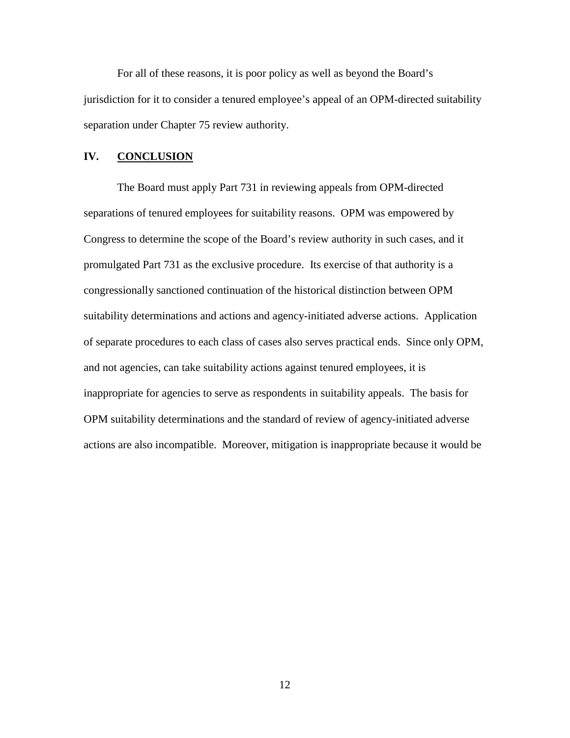For all of these reasons, it is poor policy as well as beyond the Board's jurisdiction for it to consider a tenured employee's appeal of an OPM-directed suitability separation under Chapter 75 review authority.

## IV. CONCLUSION

The Board must apply Part 731 in reviewing appeals from OPM-directed separations of tenured employees for suitability reasons. OPM was empowered by Congress to determine the scope of the Board's review authority in such cases, and it promulgated Part 731 as the exclusive procedure. Its exercise of that authority is a congressionally sanctioned continuation of the historical distinction between OPM suitability determinations and actions and agency-initiated adverse actions. Application of separate procedures to each class of cases also serves practical ends. Since only OPM, and not agencies, can take suitability actions against tenured employees, it is inappropriate for agencies to serve as respondents in suitability appeals. The basis for OPM suitability determinations and the standard of review of agency-initiated adverse actions are also incompatible. Moreover, mitigation is inappropriate because it would be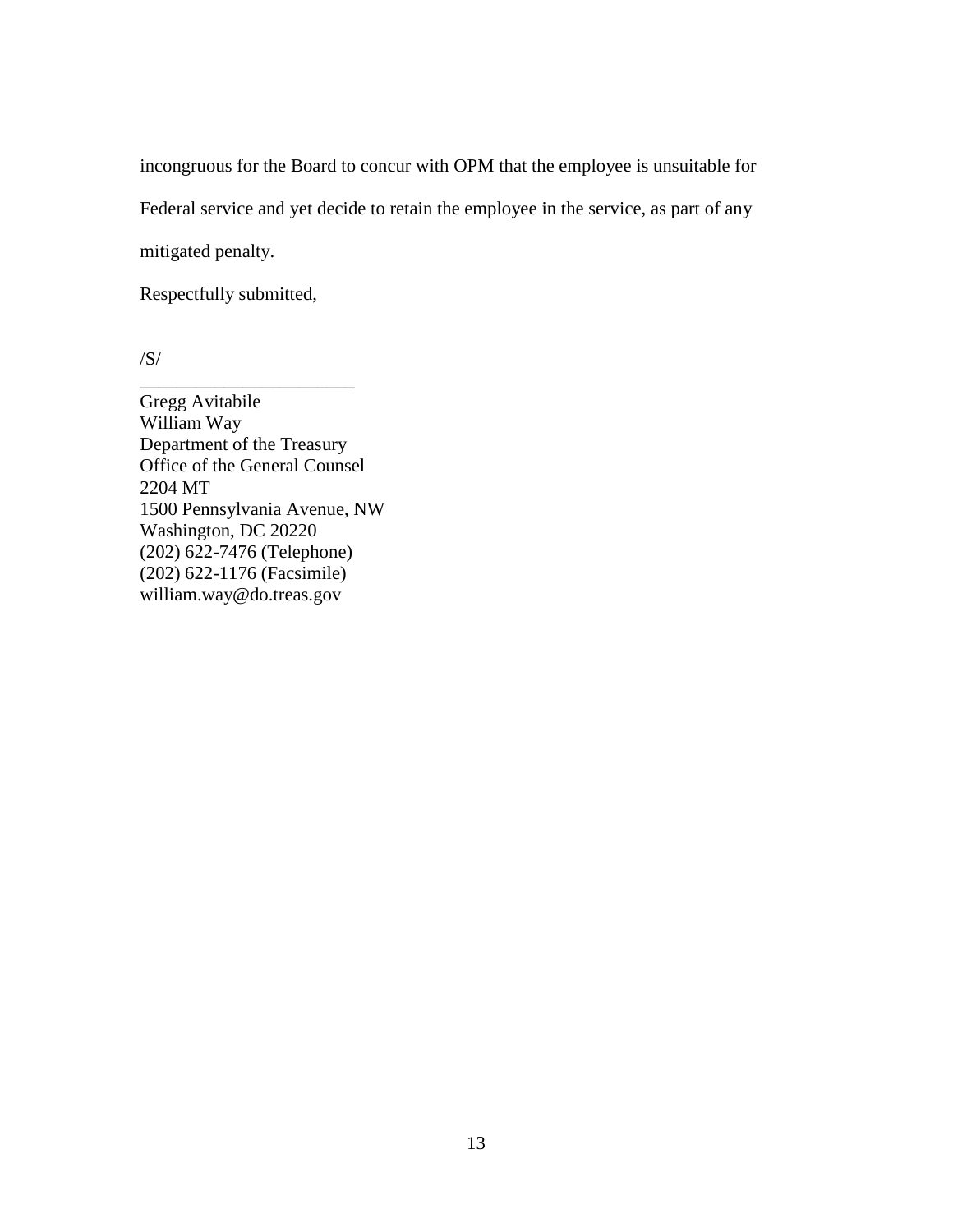incongruous for the Board to concur with OPM that the employee is unsuitable for Federal service and yet decide to retain the employee in the service, as part of any mitigated penalty.

Respectfully submitted,

/S/
_______________________

Gregg Avitabile
William Way
Department of the Treasury
Office of the General Counsel
2204 MT
1500 Pennsylvania Avenue, NW
Washington, DC 20220
(202) 622-7476 (Telephone)
(202) 622-1176 (Facsimile)
william.way@do.treas.gov